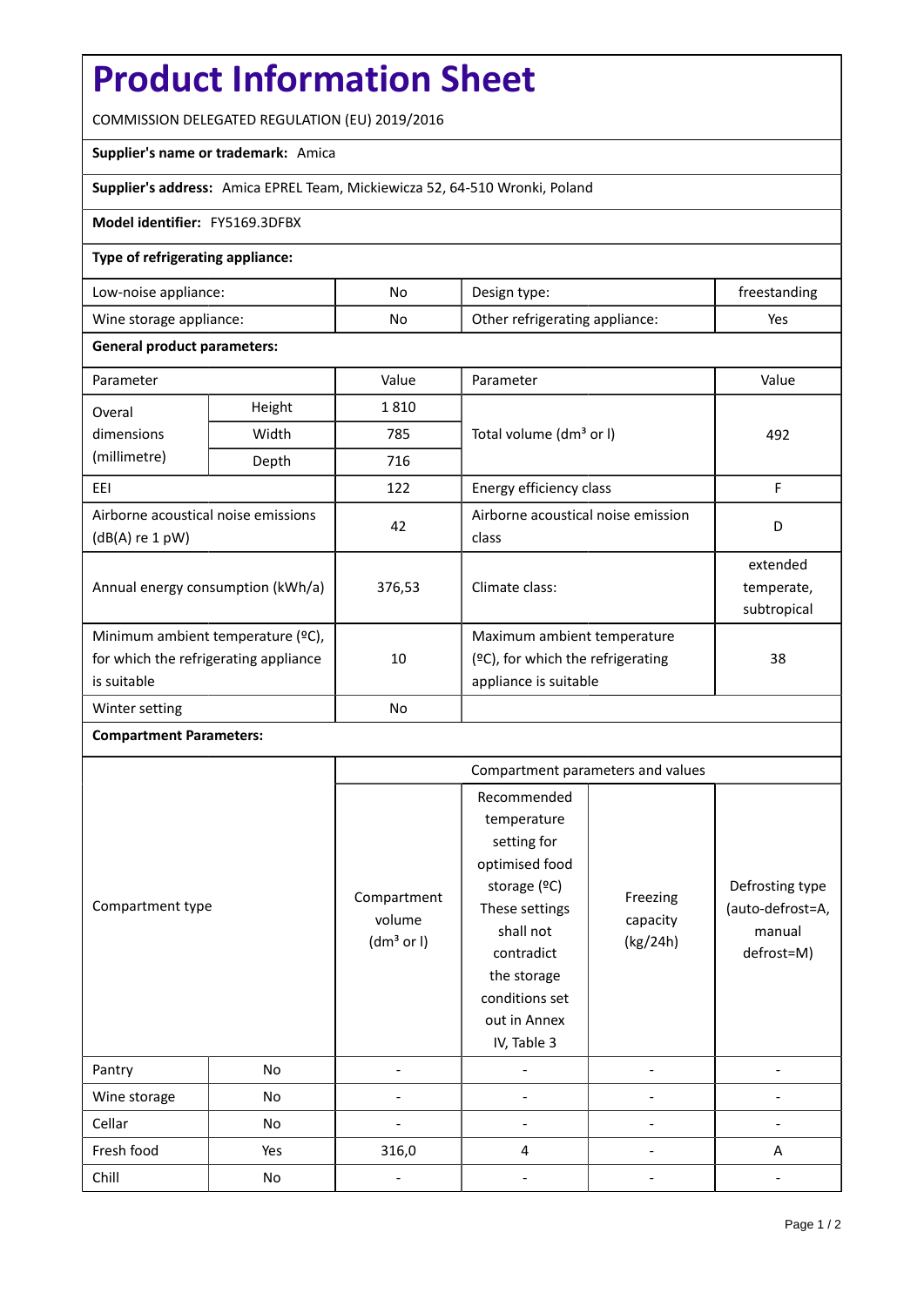# Product Information Sheet

COMMISSION DELEGATED REGULATION (EU) 2019/2016

**Supplier's name or trademark:** Amica

**Supplier's address:** Amica EPREL Team, Mickiewicza 52, 64-510 Wronki, Poland

**Model identifier:** FY5169.3DFBX

**Type of refrigerating appliance:**

| | | | |
|---|---|---|---|
| Low-noise appliance: | No | Design type: | freestanding |
| Wine storage appliance: | No | Other refrigerating appliance: | Yes |

**General product parameters:**

| Parameter | | Value | Parameter | Value |
|---|---|---|---|---|
| Overal dimensions (millimetre) | Height | 1 810 | Total volume (dm³ or l) | 492 |
| | Width | 785 | | |
| | Depth | 716 | | |
| EEI | | 122 | Energy efficiency class | F |
| Airborne acoustical noise emissions (dB(A) re 1 pW) | | 42 | Airborne acoustical noise emission class | D |
| Annual energy consumption (kWh/a) | | 376,53 | Climate class: | extended temperate, subtropical |
| Minimum ambient temperature (ºC), for which the refrigerating appliance is suitable | | 10 | Maximum ambient temperature (ºC), for which the refrigerating appliance is suitable | 38 |
| Winter setting | | No | | |

**Compartment Parameters:**

| Compartment type | | Compartment volume (dm³ or l) | Recommended temperature setting for optimised food storage (ºC) These settings shall not contradict the storage conditions set out in Annex IV, Table 3 | Freezing capacity (kg/24h) | Defrosting type (auto-defrost=A, manual defrost=M) |
|---|---|---|---|---|---|
| Pantry | No | - | - | - | - |
| Wine storage | No | - | - | - | - |
| Cellar | No | - | - | - | - |
| Fresh food | Yes | 316,0 | 4 | - | A |
| Chill | No | - | - | - | - |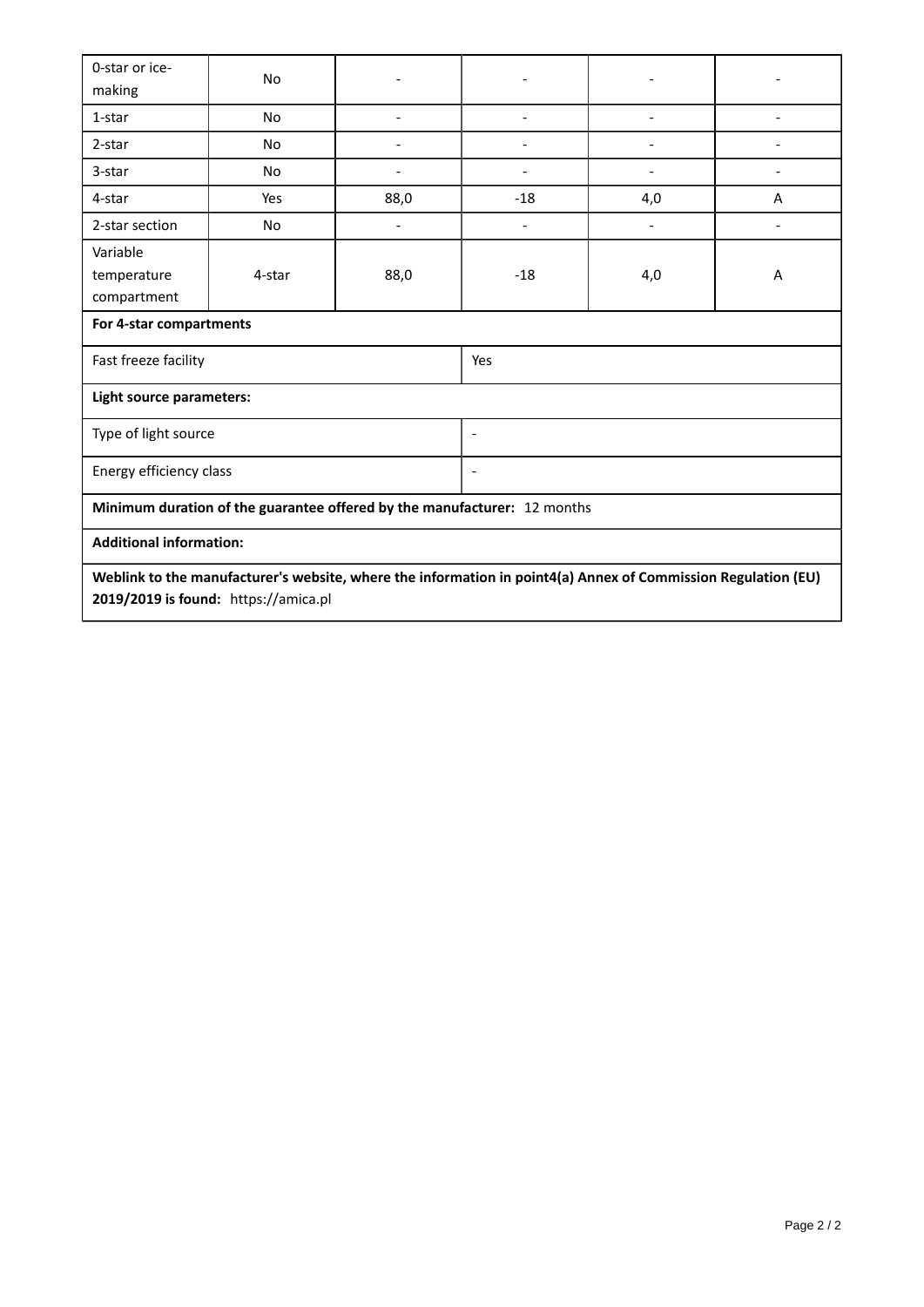| | | | | | |
|---|---|---|---|---|---|
| 0-star or ice-making | No | - | - | - | - |
| 1-star | No | - | - | - | - |
| 2-star | No | - | - | - | - |
| 3-star | No | - | - | - | - |
| 4-star | Yes | 88,0 | -18 | 4,0 | A |
| 2-star section | No | - | - | - | - |
| Variable temperature compartment | 4-star | 88,0 | -18 | 4,0 | A |

**For 4-star compartments**

| | |
|---|---|
| Fast freeze facility | Yes |

**Light source parameters:**

| | |
|---|---|
| Type of light source | - |
| Energy efficiency class | - |

**Minimum duration of the guarantee offered by the manufacturer:** 12 months

**Additional information:**

**Weblink to the manufacturer's website, where the information in point4(a) Annex of Commission Regulation (EU) 2019/2019 is found:** https://amica.pl